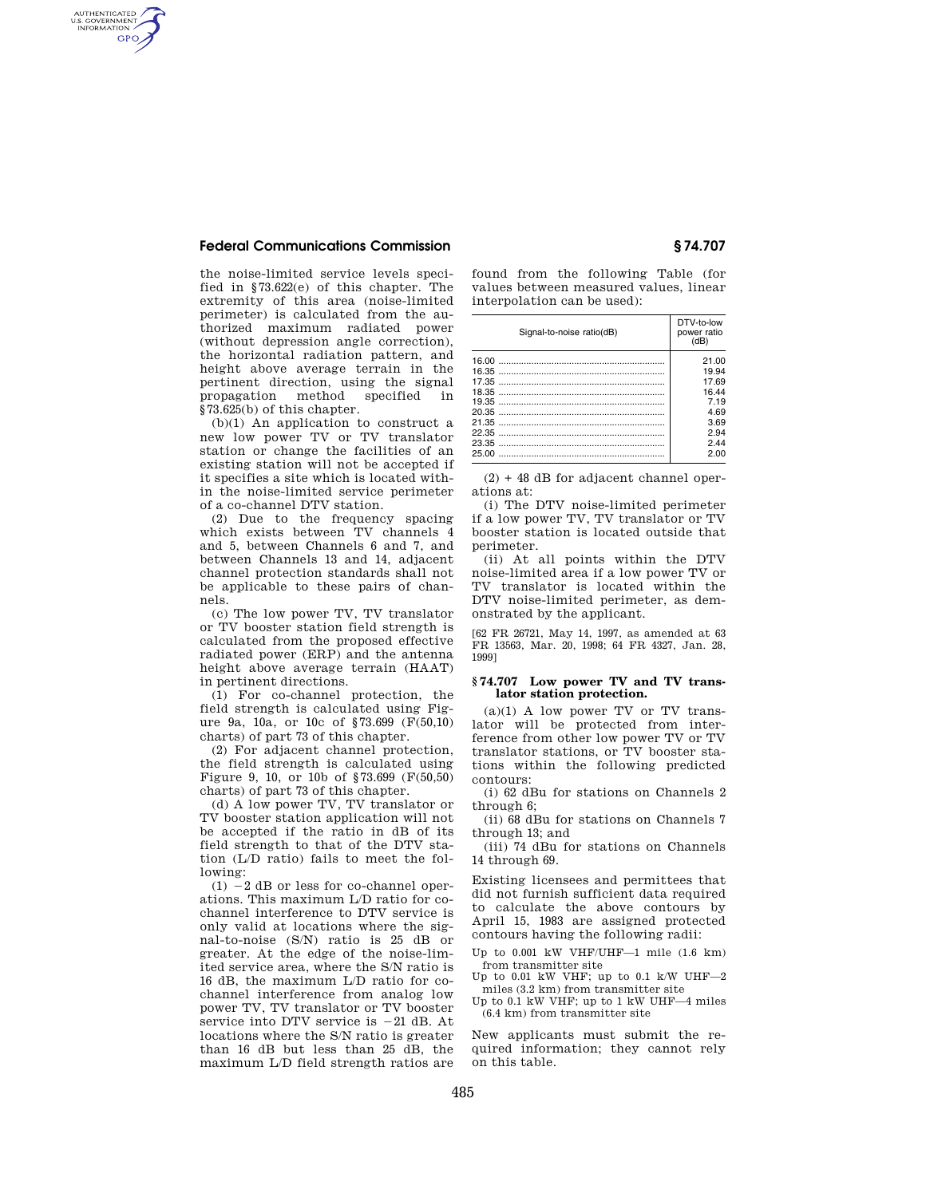the noise-limited service levels specified in §73.622(e) of this chapter. The extremity of this area (noise-limited perimeter) is calculated from the authorized maximum radiated power (without depression angle correction), the horizontal radiation pattern, and height above average terrain in the pertinent direction, using the signal propagation method specified in §73.625(b) of this chapter.

(b)(1) An application to construct a new low power TV or TV translator station or change the facilities of an existing station will not be accepted if it specifies a site which is located within the noise-limited service perimeter of a co-channel DTV station.

(2) Due to the frequency spacing which exists between TV channels 4 and 5, between Channels 6 and 7, and between Channels 13 and 14, adjacent channel protection standards shall not be applicable to these pairs of channels.

(c) The low power TV, TV translator or TV booster station field strength is calculated from the proposed effective radiated power (ERP) and the antenna height above average terrain (HAAT) in pertinent directions.

(1) For co-channel protection, the field strength is calculated using Figure 9a, 10a, or 10c of §73.699 (F(50,10) charts) of part 73 of this chapter.

(2) For adjacent channel protection, the field strength is calculated using Figure 9, 10, or 10b of §73.699 (F(50,50) charts) of part 73 of this chapter.

(d) A low power TV, TV translator or TV booster station application will not be accepted if the ratio in dB of its field strength to that of the DTV station (L/D ratio) fails to meet the following:

(1) −2 dB or less for co-channel operations. This maximum L/D ratio for co-channel interference to DTV service is only valid at locations where the signal-to-noise (S/N) ratio is 25 dB or greater. At the edge of the noise-limited service area, where the S/N ratio is 16 dB, the maximum L/D ratio for co-channel interference from analog low power TV, TV translator or TV booster service into DTV service is −21 dB. At locations where the S/N ratio is greater than 16 dB but less than 25 dB, the maximum L/D field strength ratios are found from the following Table (for values between measured values, linear interpolation can be used):

| Signal-to-noise ratio(dB) | DTV-to-low power ratio (dB) |
|---|---|
| 16.00 | 21.00 |
| 16.35 | 19.94 |
| 17.35 | 17.69 |
| 18.35 | 16.44 |
| 19.35 | 7.19 |
| 20.35 | 4.69 |
| 21.35 | 3.69 |
| 22.35 | 2.94 |
| 23.35 | 2.44 |
| 25.00 | 2.00 |

(2) + 48 dB for adjacent channel operations at:

(i) The DTV noise-limited perimeter if a low power TV, TV translator or TV booster station is located outside that perimeter.

(ii) At all points within the DTV noise-limited area if a low power TV or TV translator is located within the DTV noise-limited perimeter, as demonstrated by the applicant.

[62 FR 26721, May 14, 1997, as amended at 63 FR 13563, Mar. 20, 1998; 64 FR 4327, Jan. 28, 1999]

### § 74.707 Low power TV and TV translator station protection.

(a)(1) A low power TV or TV translator will be protected from interference from other low power TV or TV translator stations, or TV booster stations within the following predicted contours:

(i) 62 dBu for stations on Channels 2 through 6;

(ii) 68 dBu for stations on Channels 7 through 13; and

(iii) 74 dBu for stations on Channels 14 through 69.

Existing licensees and permittees that did not furnish sufficient data required to calculate the above contours by April 15, 1983 are assigned protected contours having the following radii:

Up to 0.001 kW VHF/UHF—1 mile (1.6 km) from transmitter site

Up to 0.01 kW VHF; up to 0.1 k/W UHF—2 miles (3.2 km) from transmitter site

Up to 0.1 kW VHF; up to 1 kW UHF—4 miles (6.4 km) from transmitter site

New applicants must submit the required information; they cannot rely on this table.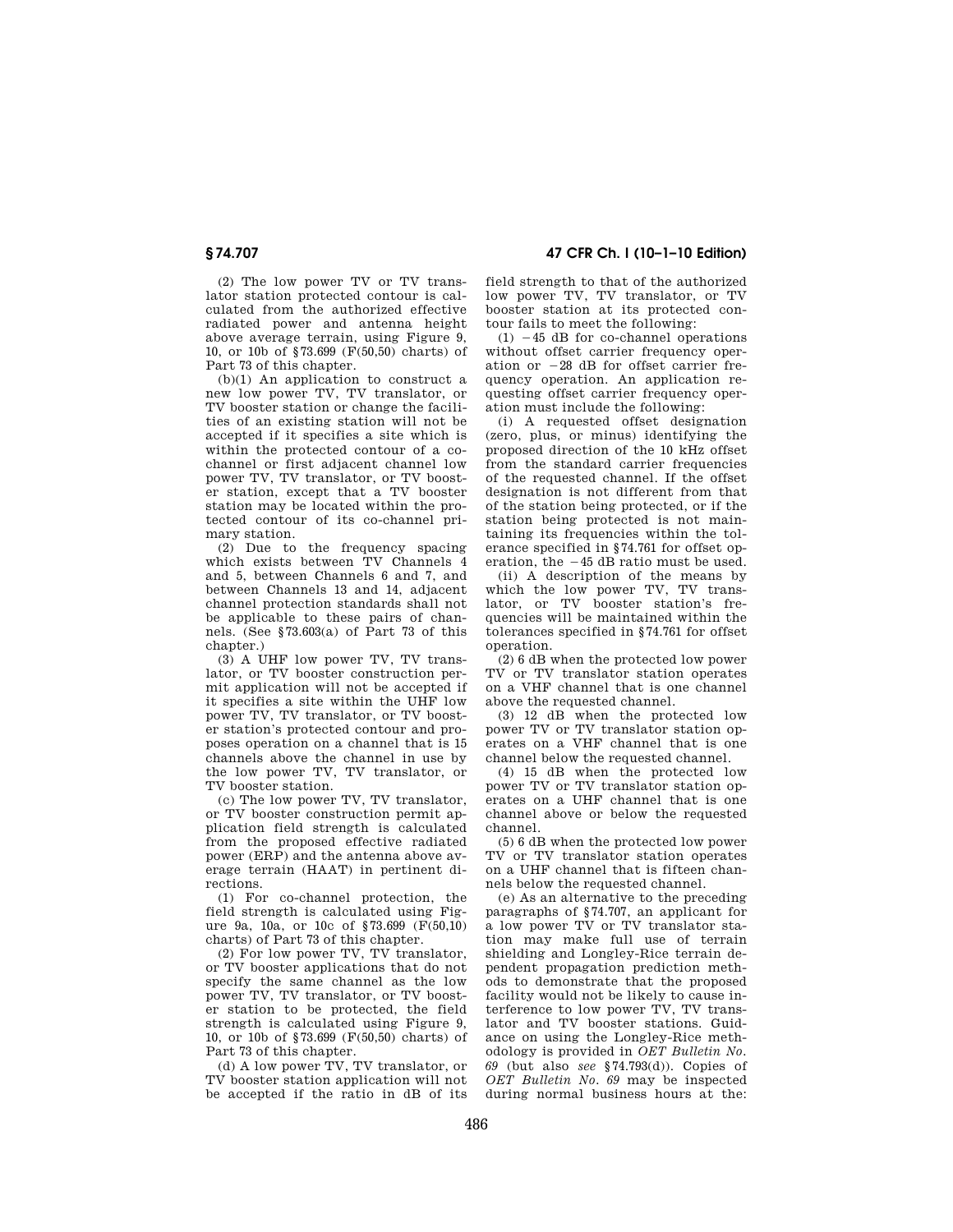(2) The low power TV or TV translator station protected contour is calculated from the authorized effective radiated power and antenna height above average terrain, using Figure 9, 10, or 10b of §73.699 (F(50,50) charts) of Part 73 of this chapter.

(b)(1) An application to construct a new low power TV, TV translator, or TV booster station or change the facilities of an existing station will not be accepted if it specifies a site which is within the protected contour of a co-channel or first adjacent channel low power TV, TV translator, or TV booster station, except that a TV booster station may be located within the protected contour of its co-channel primary station.

(2) Due to the frequency spacing which exists between TV Channels 4 and 5, between Channels 6 and 7, and between Channels 13 and 14, adjacent channel protection standards shall not be applicable to these pairs of channels. (See §73.603(a) of Part 73 of this chapter.)

(3) A UHF low power TV, TV translator, or TV booster construction permit application will not be accepted if it specifies a site within the UHF low power TV, TV translator, or TV booster station's protected contour and proposes operation on a channel that is 15 channels above the channel in use by the low power TV, TV translator, or TV booster station.

(c) The low power TV, TV translator, or TV booster construction permit application field strength is calculated from the proposed effective radiated power (ERP) and the antenna above average terrain (HAAT) in pertinent directions.

(1) For co-channel protection, the field strength is calculated using Figure 9a, 10a, or 10c of §73.699 (F(50,10) charts) of Part 73 of this chapter.

(2) For low power TV, TV translator, or TV booster applications that do not specify the same channel as the low power TV, TV translator, or TV booster station to be protected, the field strength is calculated using Figure 9, 10, or 10b of §73.699 (F(50,50) charts) of Part 73 of this chapter.

(d) A low power TV, TV translator, or TV booster station application will not be accepted if the ratio in dB of its field strength to that of the authorized low power TV, TV translator, or TV booster station at its protected contour fails to meet the following:

(1) −45 dB for co-channel operations without offset carrier frequency operation or −28 dB for offset carrier frequency operation. An application requesting offset carrier frequency operation must include the following:

(i) A requested offset designation (zero, plus, or minus) identifying the proposed direction of the 10 kHz offset from the standard carrier frequencies of the requested channel. If the offset designation is not different from that of the station being protected, or if the station being protected is not maintaining its frequencies within the tolerance specified in §74.761 for offset operation, the −45 dB ratio must be used.

(ii) A description of the means by which the low power TV, TV translator, or TV booster station's frequencies will be maintained within the tolerances specified in §74.761 for offset operation.

(2) 6 dB when the protected low power TV or TV translator station operates on a VHF channel that is one channel above the requested channel.

(3) 12 dB when the protected low power TV or TV translator station operates on a VHF channel that is one channel below the requested channel.

(4) 15 dB when the protected low power TV or TV translator station operates on a UHF channel that is one channel above or below the requested channel.

(5) 6 dB when the protected low power TV or TV translator station operates on a UHF channel that is fifteen channels below the requested channel.

(e) As an alternative to the preceding paragraphs of §74.707, an applicant for a low power TV or TV translator station may make full use of terrain shielding and Longley-Rice terrain dependent propagation prediction methods to demonstrate that the proposed facility would not be likely to cause interference to low power TV, TV translator and TV booster stations. Guidance on using the Longley-Rice methodology is provided in *OET Bulletin No. 69* (but also *see* §74.793(d)). Copies of *OET Bulletin No. 69* may be inspected during normal business hours at the: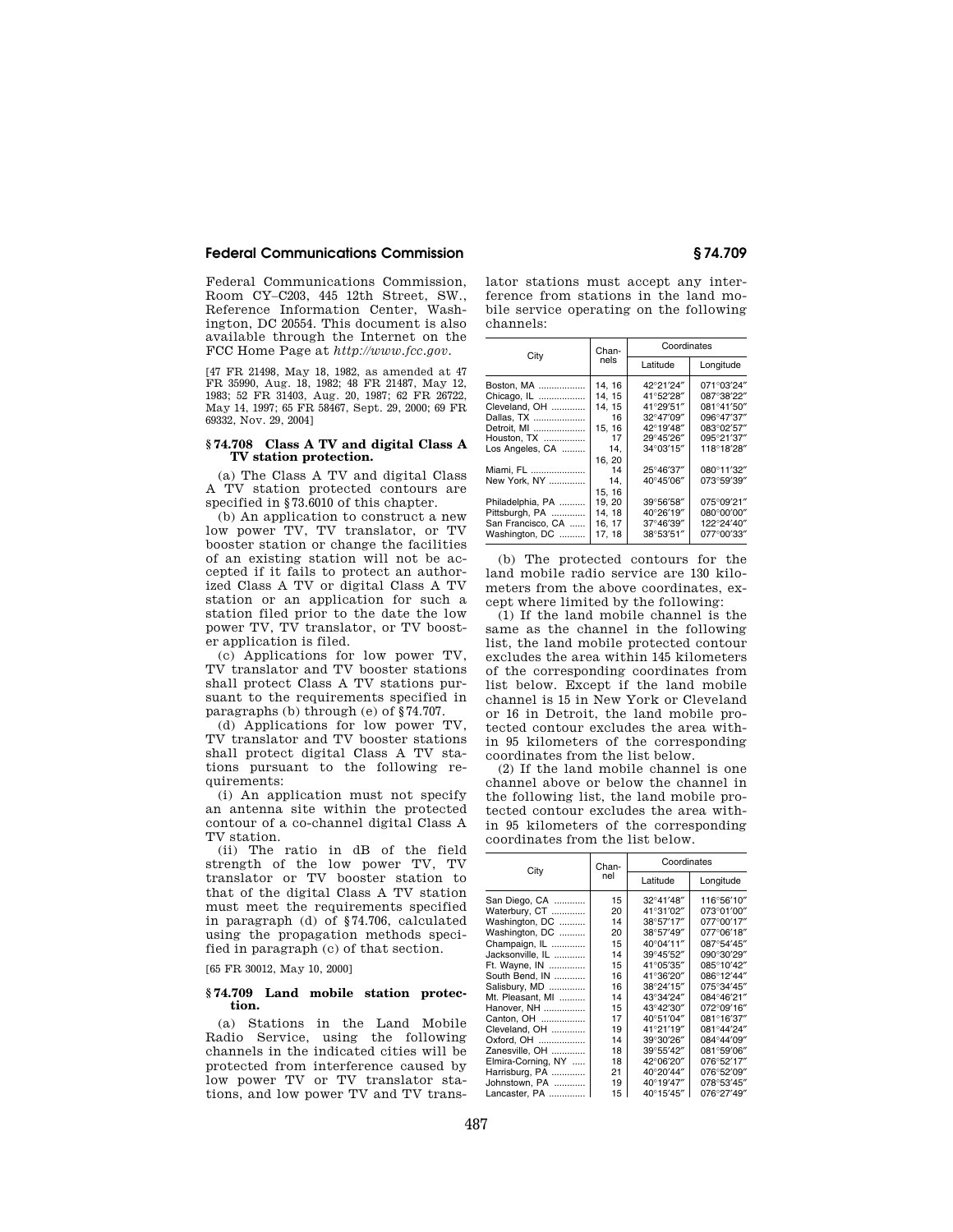Federal Communications Commission, Room CY–C203, 445 12th Street, SW., Reference Information Center, Washington, DC 20554. This document is also available through the Internet on the FCC Home Page at *http://www.fcc.gov*.

[47 FR 21498, May 18, 1982, as amended at 47 FR 35990, Aug. 18, 1982; 48 FR 21487, May 12, 1983; 52 FR 31403, Aug. 20, 1987; 62 FR 26722, May 14, 1997; 65 FR 58467, Sept. 29, 2000; 69 FR 69332, Nov. 29, 2004]

### § 74.708 Class A TV and digital Class A TV station protection.

(a) The Class A TV and digital Class A TV station protected contours are specified in §73.6010 of this chapter.

(b) An application to construct a new low power TV, TV translator, or TV booster station or change the facilities of an existing station will not be accepted if it fails to protect an authorized Class A TV or digital Class A TV station or an application for such a station filed prior to the date the low power TV, TV translator, or TV booster application is filed.

(c) Applications for low power TV, TV translator and TV booster stations shall protect Class A TV stations pursuant to the requirements specified in paragraphs (b) through (e) of §74.707.

(d) Applications for low power TV, TV translator and TV booster stations shall protect digital Class A TV stations pursuant to the following requirements:

(i) An application must not specify an antenna site within the protected contour of a co-channel digital Class A TV station.

(ii) The ratio in dB of the field strength of the low power TV, TV translator or TV booster station to that of the digital Class A TV station must meet the requirements specified in paragraph (d) of §74.706, calculated using the propagation methods specified in paragraph (c) of that section.

[65 FR 30012, May 10, 2000]

### § 74.709 Land mobile station protection.

(a) Stations in the Land Mobile Radio Service, using the following channels in the indicated cities will be protected from interference caused by low power TV or TV translator stations, and low power TV and TV translator stations must accept any interference from stations in the land mobile service operating on the following channels:

| City | Channels | Coordinates | |
|---|---|---|---|
| | | Latitude | Longitude |
| Boston, MA | 14, 16 | 42°21′24″ | 071°03′24″ |
| Chicago, IL | 14, 15 | 41°52′28″ | 087°38′22″ |
| Cleveland, OH | 14, 15 | 41°29′51″ | 081°41′50″ |
| Dallas, TX | 16 | 32°47′09″ | 096°47′37″ |
| Detroit, MI | 15, 16 | 42°19′48″ | 083°02′57″ |
| Houston, TX | 17 | 29°45′26″ | 095°21′37″ |
| Los Angeles, CA | 14, 16, 20 | 34°03′15″ | 118°18′28″ |
| Miami, FL | 14 | 25°46′37″ | 080°11′32″ |
| New York, NY | 14, 15, 16 | 40°45′06″ | 073°59′39″ |
| Philadelphia, PA | 19, 20 | 39°56′58″ | 075°09′21″ |
| Pittsburgh, PA | 14, 18 | 40°26′19″ | 080°00′00″ |
| San Francisco, CA | 16, 17 | 37°46′39″ | 122°24′40″ |
| Washington, DC | 17, 18 | 38°53′51″ | 077°00′33″ |

(b) The protected contours for the land mobile radio service are 130 kilometers from the above coordinates, except where limited by the following:

(1) If the land mobile channel is the same as the channel in the following list, the land mobile protected contour excludes the area within 145 kilometers of the corresponding coordinates from list below. Except if the land mobile channel is 15 in New York or Cleveland or 16 in Detroit, the land mobile protected contour excludes the area within 95 kilometers of the corresponding coordinates from the list below.

(2) If the land mobile channel is one channel above or below the channel in the following list, the land mobile protected contour excludes the area within 95 kilometers of the corresponding coordinates from the list below.

| City | Channel | Coordinates | |
|---|---|---|---|
| | | Latitude | Longitude |
| San Diego, CA | 15 | 32°41′48″ | 116°56′10″ |
| Waterbury, CT | 20 | 41°31′02″ | 073°01′00″ |
| Washington, DC | 14 | 38°57′17″ | 077°00′17″ |
| Washington, DC | 20 | 38°57′49″ | 077°06′18″ |
| Champaign, IL | 15 | 40°04′11″ | 087°54′45″ |
| Jacksonville, IL | 14 | 39°45′52″ | 090°30′29″ |
| Ft. Wayne, IN | 15 | 41°05′35″ | 085°10′42″ |
| South Bend, IN | 16 | 41°36′20″ | 086°12′44″ |
| Salisbury, MD | 16 | 38°24′15″ | 075°34′45″ |
| Mt. Pleasant, MI | 14 | 43°34′24″ | 084°46′21″ |
| Hanover, NH | 15 | 43°42′30″ | 072°09′16″ |
| Canton, OH | 17 | 40°51′04″ | 081°16′37″ |
| Cleveland, OH | 19 | 41°21′19″ | 081°44′24″ |
| Oxford, OH | 14 | 39°30′26″ | 084°44′09″ |
| Zanesville, OH | 18 | 39°55′42″ | 081°59′06″ |
| Elmira-Corning, NY | 18 | 42°06′20″ | 076°52′17″ |
| Harrisburg, PA | 21 | 40°20′44″ | 076°52′09″ |
| Johnstown, PA | 19 | 40°19′47″ | 078°53′45″ |
| Lancaster, PA | 15 | 40°15′45″ | 076°27′49″ |